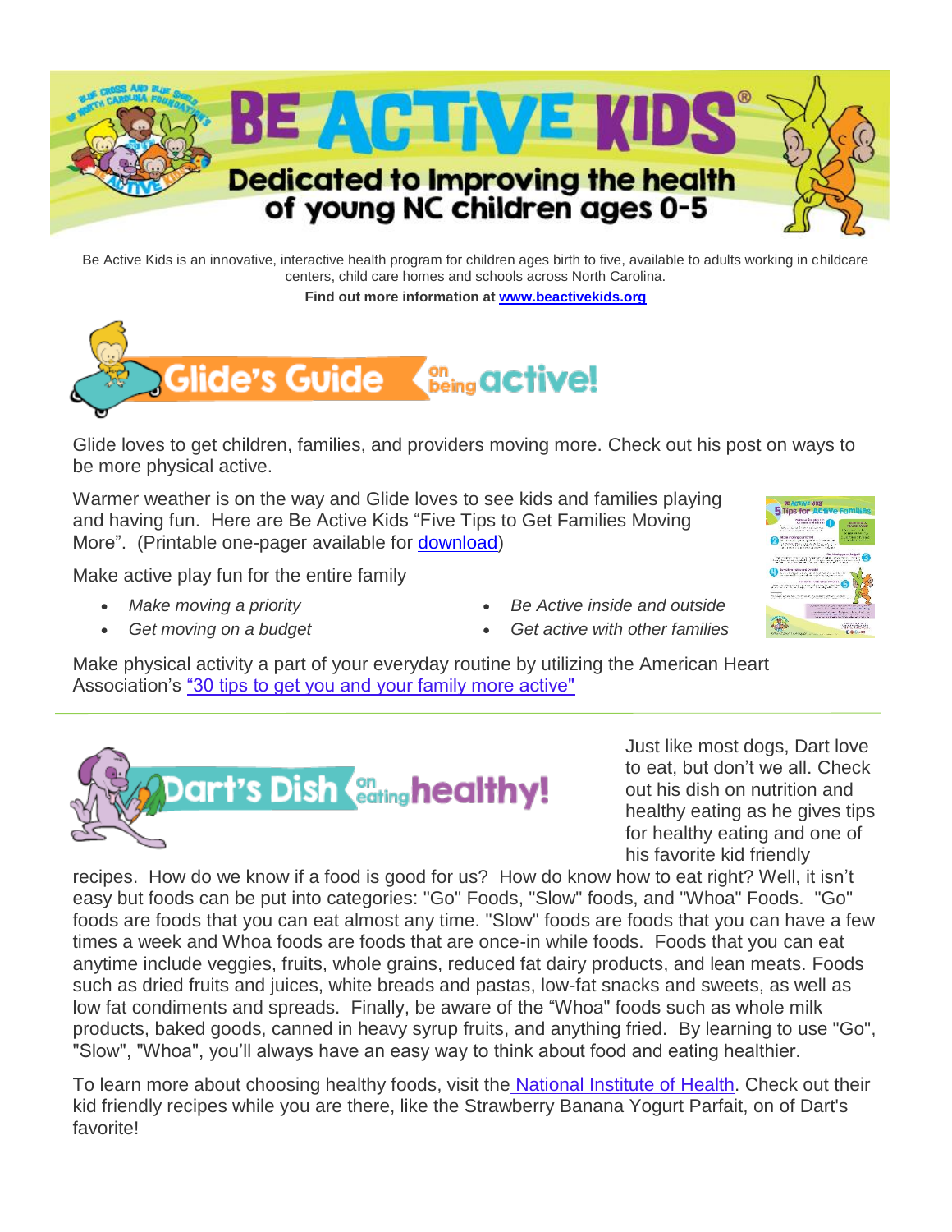# BE ACTIVE KIDS®

## Dedicated to Improving the health of young NC children ages 0-5

Be Active Kids is an innovative, interactive health program for children ages birth to five, available to adults working in childcare centers, child care homes and schools across North Carolina.

**Find out more information at [www.beactivekids.org](www.beactivekids.org)**

## Glide's Guide on being active!

Glide loves to get children, families, and providers moving more. Check out his post on ways to be more physical active.

Warmer weather is on the way and Glide loves to see kids and families playing and having fun. Here are Be Active Kids "Five Tips to Get Families Moving More". (Printable one-pager available for download)

Make active play fun for the entire family

- *Make moving a priority*
- *Get moving on a budget*
- *Be Active inside and outside*
- *Get active with other families*

Make physical activity a part of your everyday routine by utilizing the American Heart Association's "30 tips to get you and your family more active"

---

## Dart's Dish on eating healthy!

Just like most dogs, Dart love to eat, but don't we all. Check out his dish on nutrition and healthy eating as he gives tips for healthy eating and one of his favorite kid friendly recipes. How do we know if a food is good for us? How do know how to eat right? Well, it isn't easy but foods can be put into categories: "Go" Foods, "Slow" foods, and "Whoa" Foods. "Go" foods are foods that you can eat almost any time. "Slow" foods are foods that you can have a few times a week and Whoa foods are foods that are once-in while foods. Foods that you can eat anytime include veggies, fruits, whole grains, reduced fat dairy products, and lean meats. Foods such as dried fruits and juices, white breads and pastas, low-fat snacks and sweets, as well as low fat condiments and spreads. Finally, be aware of the "Whoa" foods such as whole milk products, baked goods, canned in heavy syrup fruits, and anything fried. By learning to use "Go", "Slow", "Whoa", you'll always have an easy way to think about food and eating healthier.

To learn more about choosing healthy foods, visit the National Institute of Health. Check out their kid friendly recipes while you are there, like the Strawberry Banana Yogurt Parfait, on of Dart's favorite!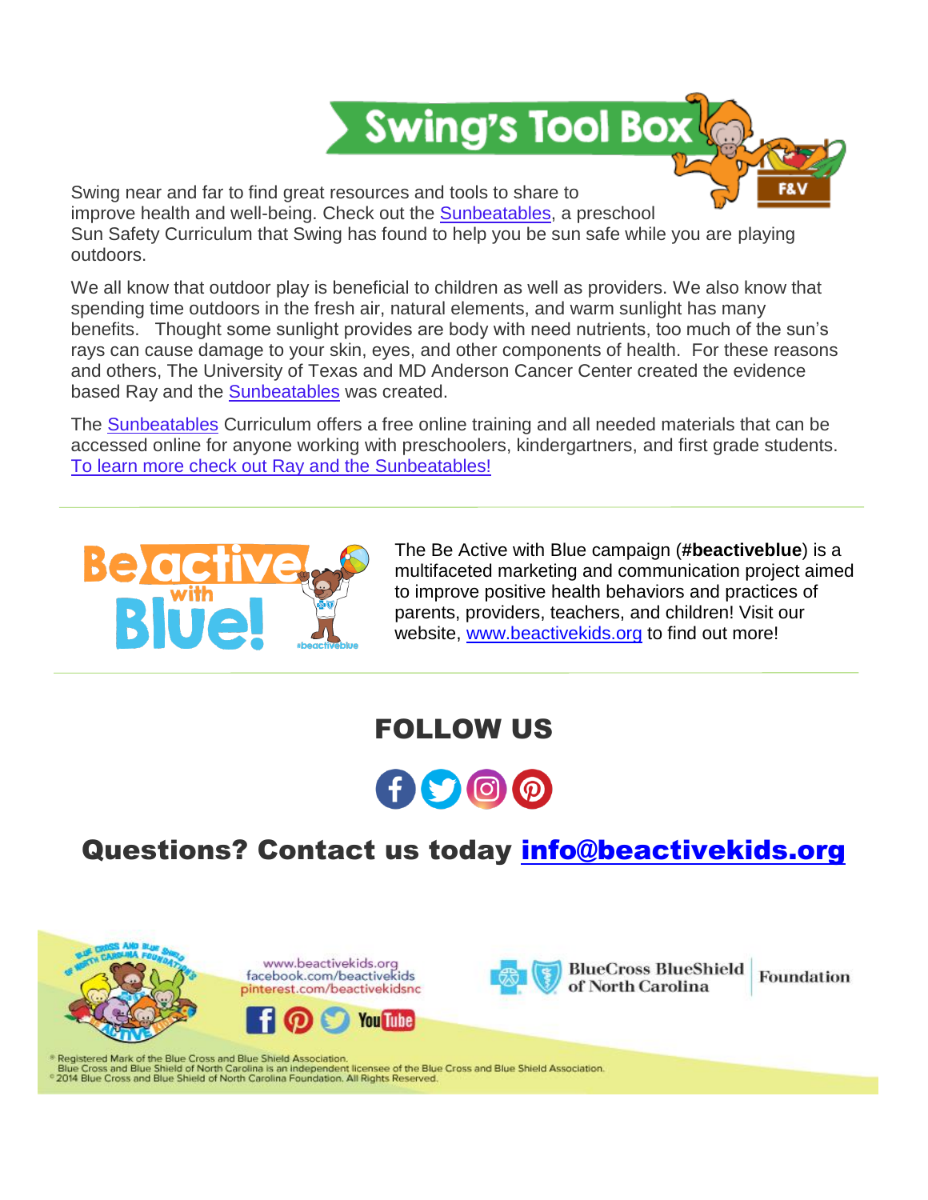# Swing's Tool Box

Swing near and far to find great resources and tools to share to improve health and well-being. Check out the Sunbeatables, a preschool Sun Safety Curriculum that Swing has found to help you be sun safe while you are playing outdoors.

We all know that outdoor play is beneficial to children as well as providers. We also know that spending time outdoors in the fresh air, natural elements, and warm sunlight has many benefits. Thought some sunlight provides are body with need nutrients, too much of the sun's rays can cause damage to your skin, eyes, and other components of health. For these reasons and others, The University of Texas and MD Anderson Cancer Center created the evidence based Ray and the Sunbeatables was created.

The Sunbeatables Curriculum offers a free online training and all needed materials that can be accessed online for anyone working with preschoolers, kindergartners, and first grade students. To learn more check out Ray and the Sunbeatables!

---

The Be Active with Blue campaign (**#beactiveblue**) is a multifaceted marketing and communication project aimed to improve positive health behaviors and practices of parents, providers, teachers, and children! Visit our website, www.beactivekids.org to find out more!

---

## FOLLOW US

## Questions? Contact us today info@beactivekids.org

www.beactivekids.org
facebook.com/beactivekids
pinterest.com/beactivekidsnc

BlueCross BlueShield of North Carolina Foundation

® Registered Mark of the Blue Cross and Blue Shield Association.
Blue Cross and Blue Shield of North Carolina is an independent licensee of the Blue Cross and Blue Shield Association.
© 2014 Blue Cross and Blue Shield of North Carolina Foundation. All Rights Reserved.